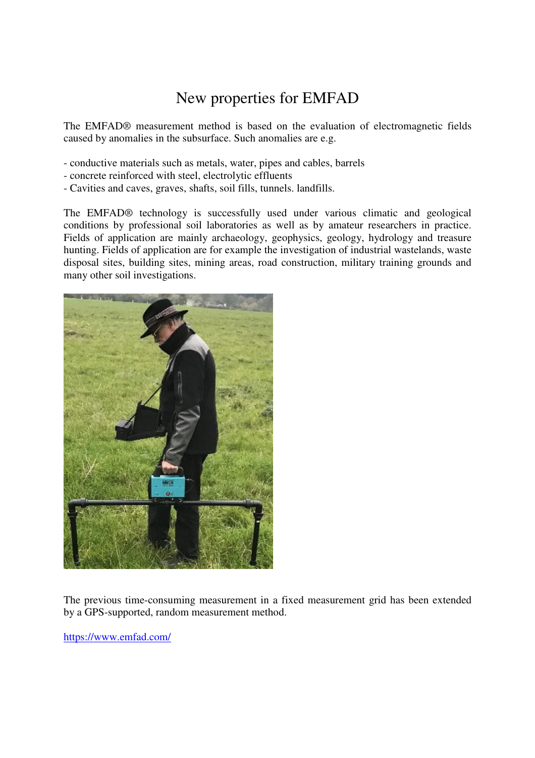# New properties for EMFAD

The EMFAD® measurement method is based on the evaluation of electromagnetic fields caused by anomalies in the subsurface. Such anomalies are e.g.

- conductive materials such as metals, water, pipes and cables, barrels
- concrete reinforced with steel, electrolytic effluents
- Cavities and caves, graves, shafts, soil fills, tunnels. landfills.

The EMFAD® technology is successfully used under various climatic and geological conditions by professional soil laboratories as well as by amateur researchers in practice. Fields of application are mainly archaeology, geophysics, geology, hydrology and treasure hunting. Fields of application are for example the investigation of industrial wastelands, waste disposal sites, building sites, mining areas, road construction, military training grounds and many other soil investigations.

The previous time-consuming measurement in a fixed measurement grid has been extended by a GPS-supported, random measurement method.

https://www.emfad.com/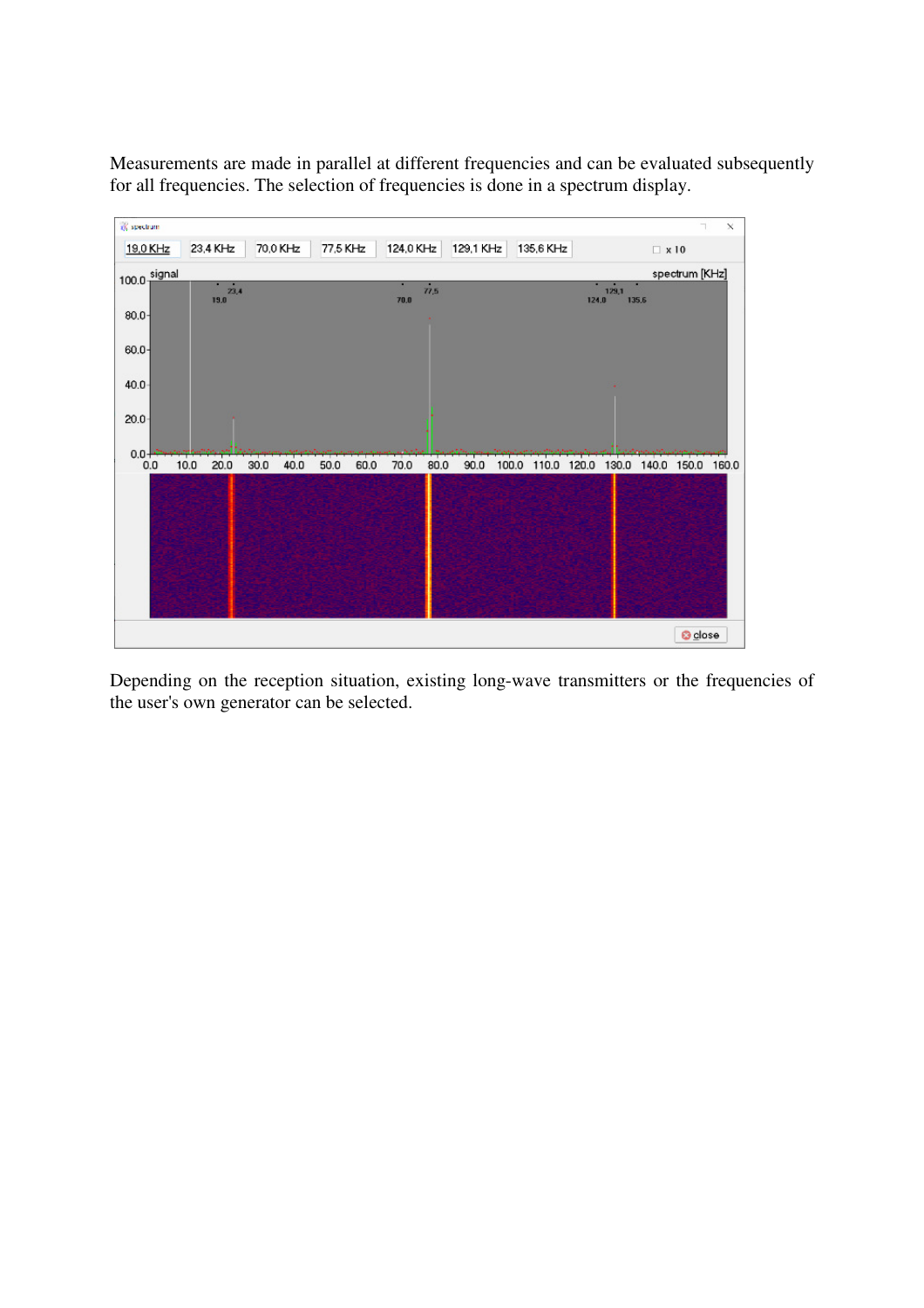Measurements are made in parallel at different frequencies and can be evaluated subsequently for all frequencies. The selection of frequencies is done in a spectrum display.

Depending on the reception situation, existing long-wave transmitters or the frequencies of the user's own generator can be selected.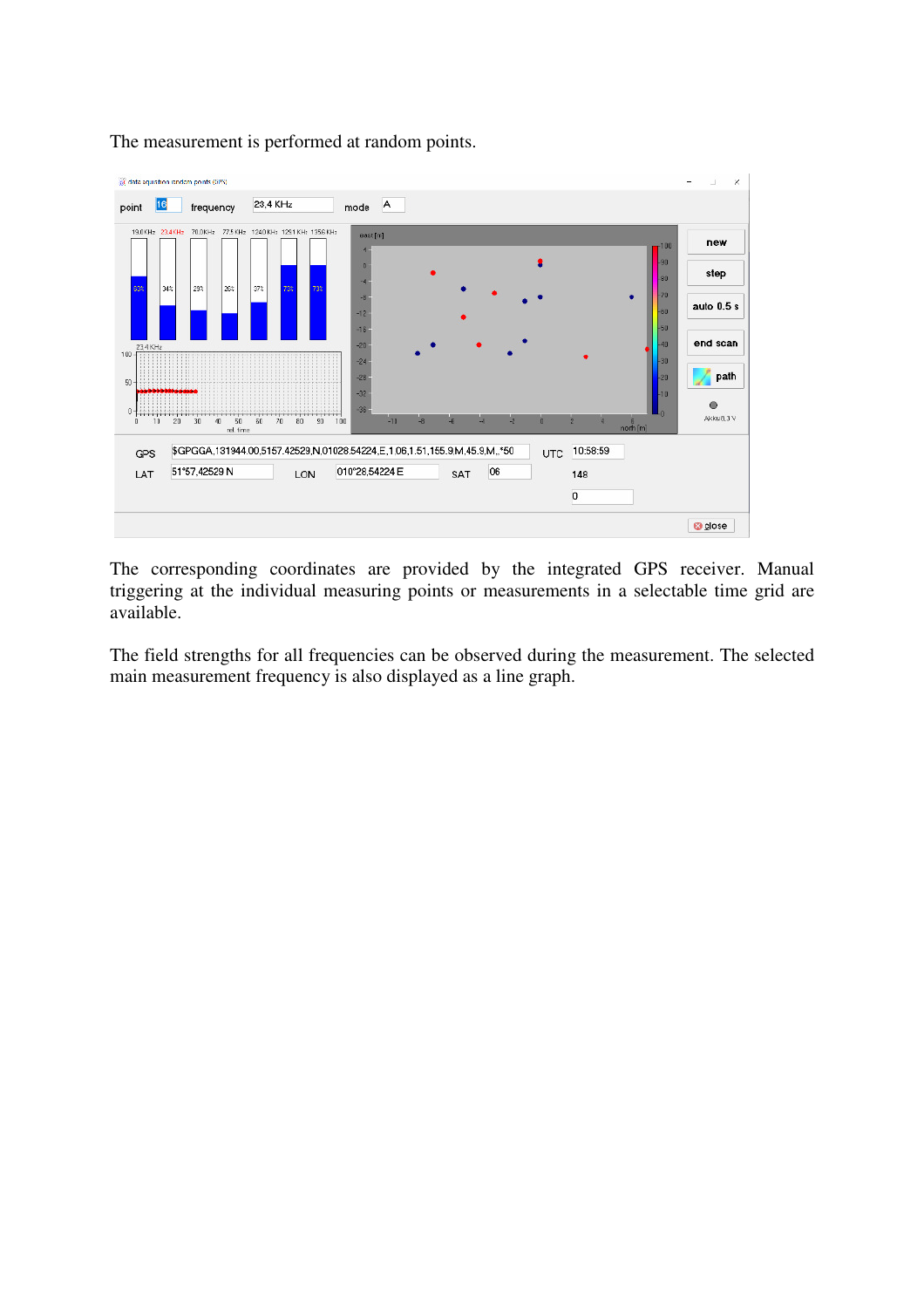The measurement is performed at random points.

The corresponding coordinates are provided by the integrated GPS receiver. Manual triggering at the individual measuring points or measurements in a selectable time grid are available.

The field strengths for all frequencies can be observed during the measurement. The selected main measurement frequency is also displayed as a line graph.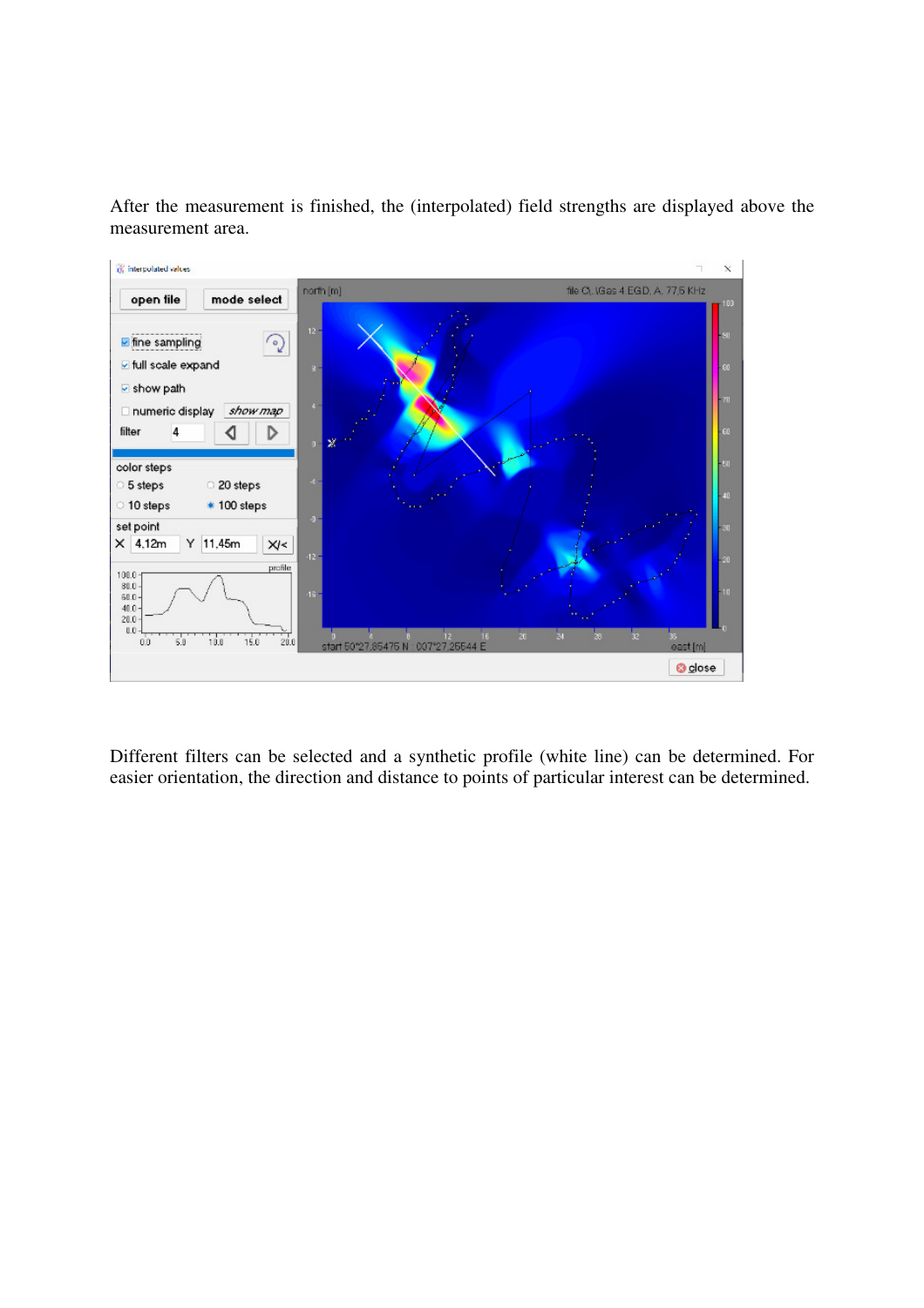After the measurement is finished, the (interpolated) field strengths are displayed above the measurement area.

Different filters can be selected and a synthetic profile (white line) can be determined. For easier orientation, the direction and distance to points of particular interest can be determined.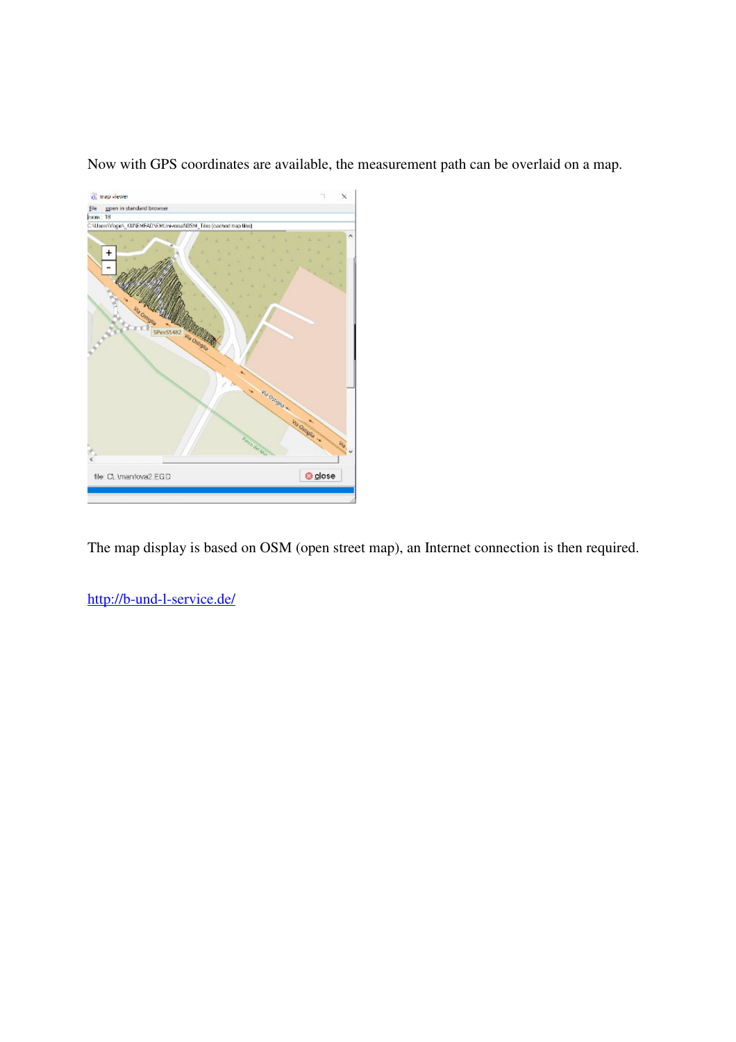Now with GPS coordinates are available, the measurement path can be overlaid on a map.

The map display is based on OSM (open street map), an Internet connection is then required.

[http://b-und-l-service.de/](http://b-und-l-service.de/)